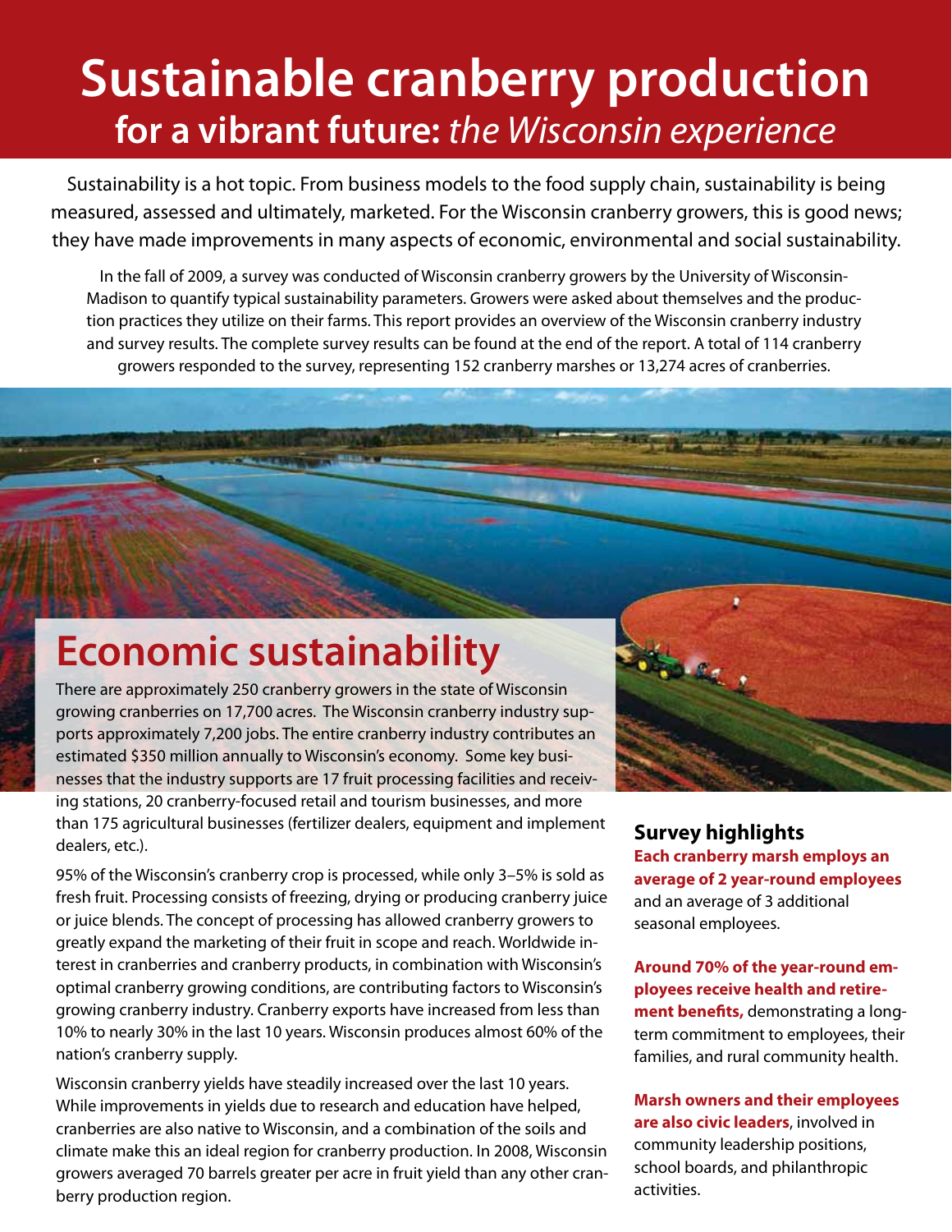# Sustainable cranberry production

## for a vibrant future: *the Wisconsin experience*

Sustainability is a hot topic. From business models to the food supply chain, sustainability is being measured, assessed and ultimately, marketed. For the Wisconsin cranberry growers, this is good news; they have made improvements in many aspects of economic, environmental and social sustainability.

In the fall of 2009, a survey was conducted of Wisconsin cranberry growers by the University of Wisconsin-Madison to quantify typical sustainability parameters. Growers were asked about themselves and the production practices they utilize on their farms. This report provides an overview of the Wisconsin cranberry industry and survey results. The complete survey results can be found at the end of the report. A total of 114 cranberry growers responded to the survey, representing 152 cranberry marshes or 13,274 acres of cranberries.

## Economic sustainability

There are approximately 250 cranberry growers in the state of Wisconsin growing cranberries on 17,700 acres. The Wisconsin cranberry industry supports approximately 7,200 jobs. The entire cranberry industry contributes an estimated $350 million annually to Wisconsin's economy. Some key businesses that the industry supports are 17 fruit processing facilities and receiving stations, 20 cranberry-focused retail and tourism businesses, and more than 175 agricultural businesses (fertilizer dealers, equipment and implement dealers, etc.).

95% of the Wisconsin's cranberry crop is processed, while only 3–5% is sold as fresh fruit. Processing consists of freezing, drying or producing cranberry juice or juice blends. The concept of processing has allowed cranberry growers to greatly expand the marketing of their fruit in scope and reach. Worldwide interest in cranberries and cranberry products, in combination with Wisconsin's optimal cranberry growing conditions, are contributing factors to Wisconsin's growing cranberry industry. Cranberry exports have increased from less than 10% to nearly 30% in the last 10 years. Wisconsin produces almost 60% of the nation's cranberry supply.

Wisconsin cranberry yields have steadily increased over the last 10 years. While improvements in yields due to research and education have helped, cranberries are also native to Wisconsin, and a combination of the soils and climate make this an ideal region for cranberry production. In 2008, Wisconsin growers averaged 70 barrels greater per acre in fruit yield than any other cranberry production region.

### Survey highlights

**Each cranberry marsh employs an average of 2 year-round employees** and an average of 3 additional seasonal employees.

**Around 70% of the year-round employees receive health and retirement benefits,** demonstrating a long-term commitment to employees, their families, and rural community health.

**Marsh owners and their employees are also civic leaders**, involved in community leadership positions, school boards, and philanthropic activities.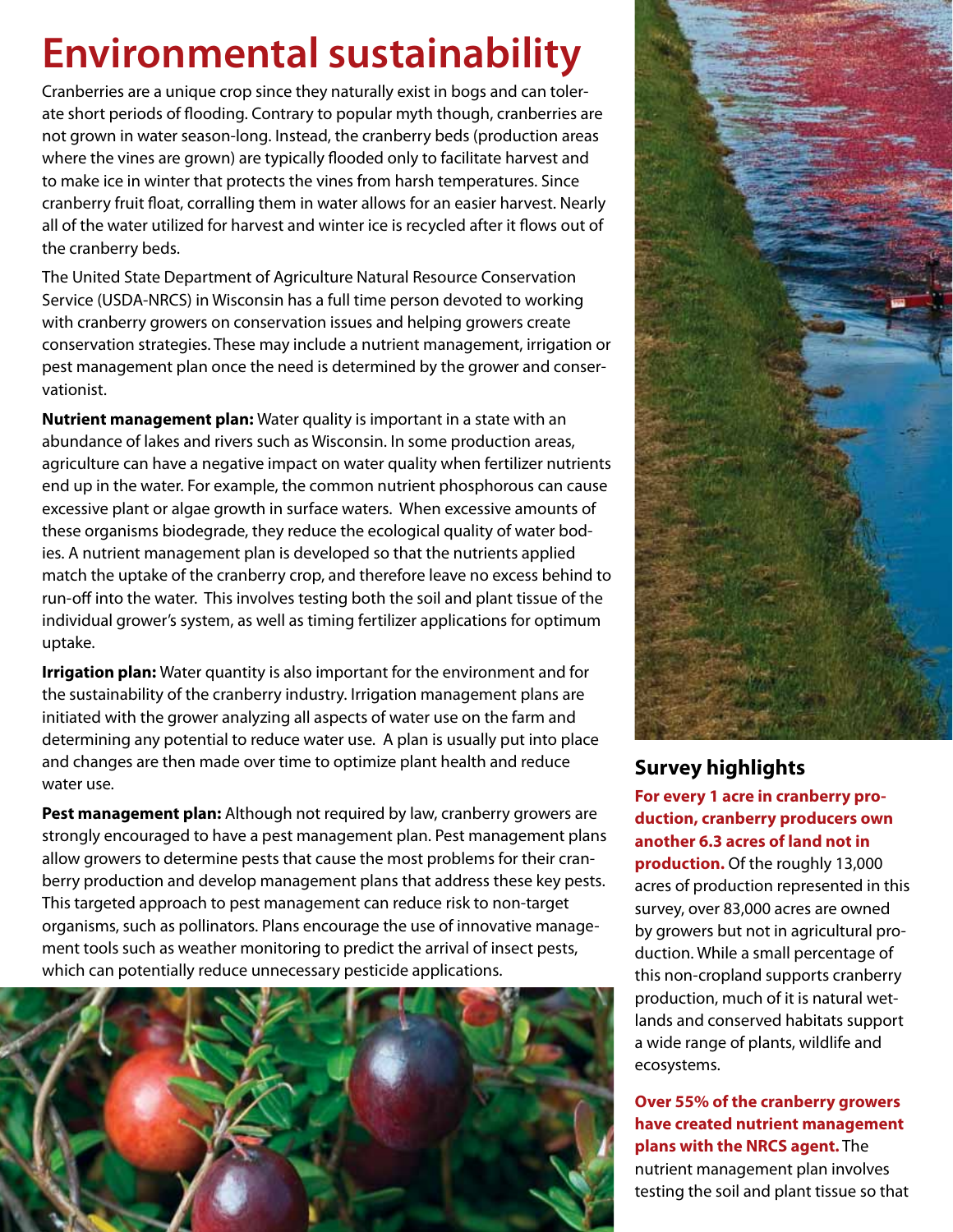# Environmental sustainability

Cranberries are a unique crop since they naturally exist in bogs and can tolerate short periods of flooding. Contrary to popular myth though, cranberries are not grown in water season-long. Instead, the cranberry beds (production areas where the vines are grown) are typically flooded only to facilitate harvest and to make ice in winter that protects the vines from harsh temperatures. Since cranberry fruit float, corralling them in water allows for an easier harvest. Nearly all of the water utilized for harvest and winter ice is recycled after it flows out of the cranberry beds.

The United State Department of Agriculture Natural Resource Conservation Service (USDA-NRCS) in Wisconsin has a full time person devoted to working with cranberry growers on conservation issues and helping growers create conservation strategies. These may include a nutrient management, irrigation or pest management plan once the need is determined by the grower and conservationist.

**Nutrient management plan:** Water quality is important in a state with an abundance of lakes and rivers such as Wisconsin. In some production areas, agriculture can have a negative impact on water quality when fertilizer nutrients end up in the water. For example, the common nutrient phosphorous can cause excessive plant or algae growth in surface waters. When excessive amounts of these organisms biodegrade, they reduce the ecological quality of water bodies. A nutrient management plan is developed so that the nutrients applied match the uptake of the cranberry crop, and therefore leave no excess behind to run-off into the water. This involves testing both the soil and plant tissue of the individual grower's system, as well as timing fertilizer applications for optimum uptake.

**Irrigation plan:** Water quantity is also important for the environment and for the sustainability of the cranberry industry. Irrigation management plans are initiated with the grower analyzing all aspects of water use on the farm and determining any potential to reduce water use. A plan is usually put into place and changes are then made over time to optimize plant health and reduce water use.

**Pest management plan:** Although not required by law, cranberry growers are strongly encouraged to have a pest management plan. Pest management plans allow growers to determine pests that cause the most problems for their cranberry production and develop management plans that address these key pests. This targeted approach to pest management can reduce risk to non-target organisms, such as pollinators. Plans encourage the use of innovative management tools such as weather monitoring to predict the arrival of insect pests, which can potentially reduce unnecessary pesticide applications.

## Survey highlights

**For every 1 acre in cranberry production, cranberry producers own another 6.3 acres of land not in production.** Of the roughly 13,000 acres of production represented in this survey, over 83,000 acres are owned by growers but not in agricultural production. While a small percentage of this non-cropland supports cranberry production, much of it is natural wetlands and conserved habitats support a wide range of plants, wildlife and ecosystems.

**Over 55% of the cranberry growers have created nutrient management plans with the NRCS agent.** The nutrient management plan involves testing the soil and plant tissue so that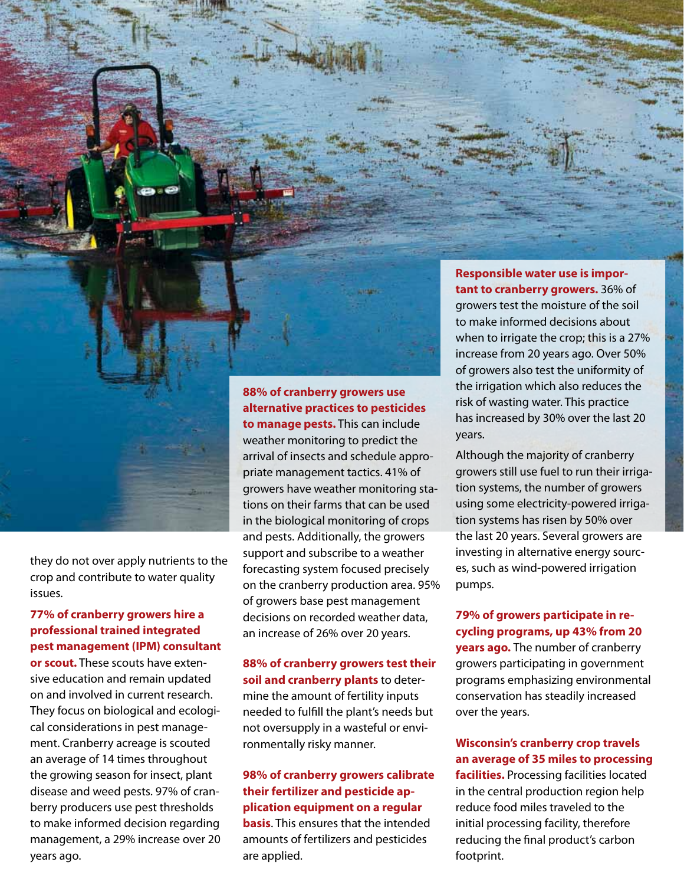they do not over apply nutrients to the crop and contribute to water quality issues.

**77% of cranberry growers hire a professional trained integrated pest management (IPM) consultant or scout.** These scouts have extensive education and remain updated on and involved in current research. They focus on biological and ecological considerations in pest management. Cranberry acreage is scouted an average of 14 times throughout the growing season for insect, plant disease and weed pests. 97% of cranberry producers use pest thresholds to make informed decision regarding management, a 29% increase over 20 years ago.

**88% of cranberry growers use alternative practices to pesticides to manage pests.** This can include weather monitoring to predict the arrival of insects and schedule appropriate management tactics. 41% of growers have weather monitoring stations on their farms that can be used in the biological monitoring of crops and pests. Additionally, the growers support and subscribe to a weather forecasting system focused precisely on the cranberry production area. 95% of growers base pest management decisions on recorded weather data, an increase of 26% over 20 years.

**88% of cranberry growers test their soil and cranberry plants** to determine the amount of fertility inputs needed to fulfill the plant's needs but not oversupply in a wasteful or environmentally risky manner.

**98% of cranberry growers calibrate their fertilizer and pesticide application equipment on a regular basis**. This ensures that the intended amounts of fertilizers and pesticides are applied.

**Responsible water use is important to cranberry growers.** 36% of growers test the moisture of the soil to make informed decisions about when to irrigate the crop; this is a 27% increase from 20 years ago. Over 50% of growers also test the uniformity of the irrigation which also reduces the risk of wasting water. This practice has increased by 30% over the last 20 years.

Although the majority of cranberry growers still use fuel to run their irrigation systems, the number of growers using some electricity-powered irrigation systems has risen by 50% over the last 20 years. Several growers are investing in alternative energy sources, such as wind-powered irrigation pumps.

**79% of growers participate in recycling programs, up 43% from 20 years ago.** The number of cranberry growers participating in government programs emphasizing environmental conservation has steadily increased over the years.

**Wisconsin's cranberry crop travels an average of 35 miles to processing facilities.** Processing facilities located in the central production region help reduce food miles traveled to the initial processing facility, therefore reducing the final product's carbon footprint.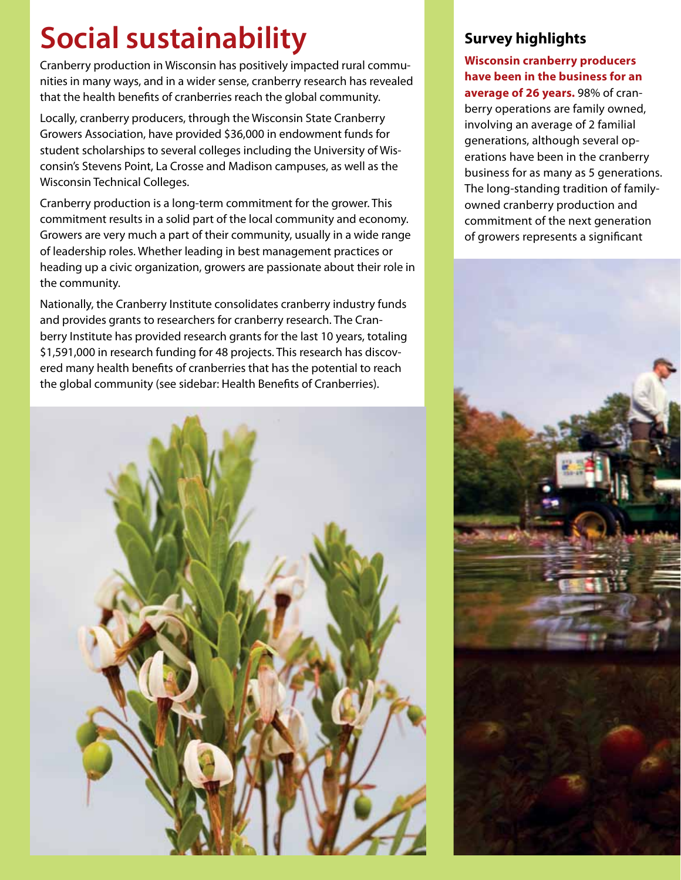# Social sustainability

Cranberry production in Wisconsin has positively impacted rural communities in many ways, and in a wider sense, cranberry research has revealed that the health benefits of cranberries reach the global community.

Locally, cranberry producers, through the Wisconsin State Cranberry Growers Association, have provided $36,000 in endowment funds for student scholarships to several colleges including the University of Wisconsin's Stevens Point, La Crosse and Madison campuses, as well as the Wisconsin Technical Colleges.

Cranberry production is a long-term commitment for the grower. This commitment results in a solid part of the local community and economy. Growers are very much a part of their community, usually in a wide range of leadership roles. Whether leading in best management practices or heading up a civic organization, growers are passionate about their role in the community.

Nationally, the Cranberry Institute consolidates cranberry industry funds and provides grants to researchers for cranberry research. The Cranberry Institute has provided research grants for the last 10 years, totaling $1,591,000 in research funding for 48 projects. This research has discovered many health benefits of cranberries that has the potential to reach the global community (see sidebar: Health Benefits of Cranberries).

## Survey highlights

**Wisconsin cranberry producers have been in the business for an average of 26 years.** 98% of cranberry operations are family owned, involving an average of 2 familial generations, although several operations have been in the cranberry business for as many as 5 generations. The long-standing tradition of family-owned cranberry production and commitment of the next generation of growers represents a significant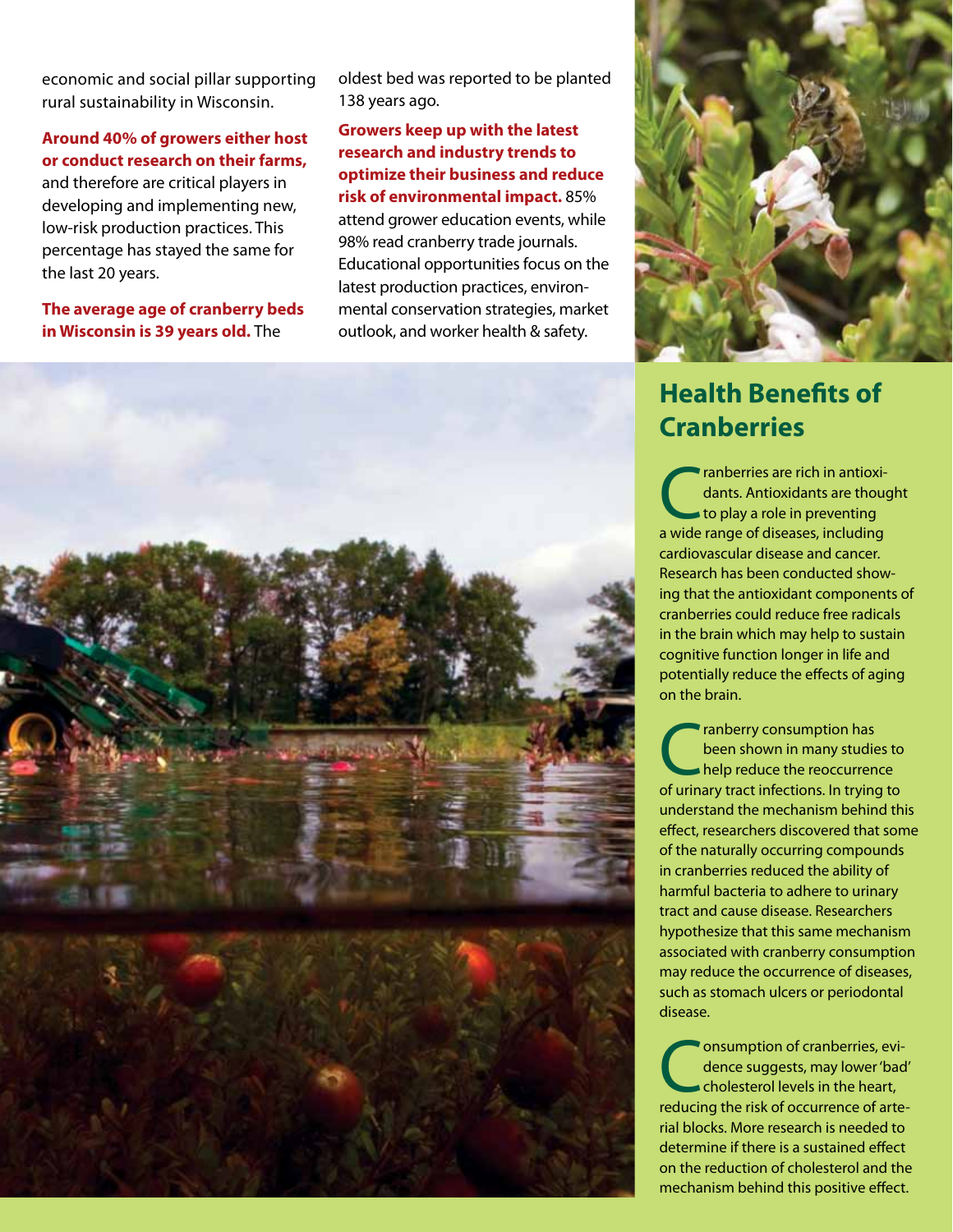economic and social pillar supporting rural sustainability in Wisconsin.

**Around 40% of growers either host or conduct research on their farms,** and therefore are critical players in developing and implementing new, low-risk production practices. This percentage has stayed the same for the last 20 years.

**The average age of cranberry beds in Wisconsin is 39 years old.** The oldest bed was reported to be planted 138 years ago.

**Growers keep up with the latest research and industry trends to optimize their business and reduce risk of environmental impact.** 85% attend grower education events, while 98% read cranberry trade journals. Educational opportunities focus on the latest production practices, environmental conservation strategies, market outlook, and worker health & safety.

## Health Benefits of Cranberries

Cranberries are rich in antioxidants. Antioxidants are thought to play a role in preventing a wide range of diseases, including cardiovascular disease and cancer. Research has been conducted showing that the antioxidant components of cranberries could reduce free radicals in the brain which may help to sustain cognitive function longer in life and potentially reduce the effects of aging on the brain.

Cranberry consumption has been shown in many studies to help reduce the reoccurrence of urinary tract infections. In trying to understand the mechanism behind this effect, researchers discovered that some of the naturally occurring compounds in cranberries reduced the ability of harmful bacteria to adhere to urinary tract and cause disease. Researchers hypothesize that this same mechanism associated with cranberry consumption may reduce the occurrence of diseases, such as stomach ulcers or periodontal disease.

Consumption of cranberries, evidence suggests, may lower 'bad' cholesterol levels in the heart, reducing the risk of occurrence of arterial blocks. More research is needed to determine if there is a sustained effect on the reduction of cholesterol and the mechanism behind this positive effect.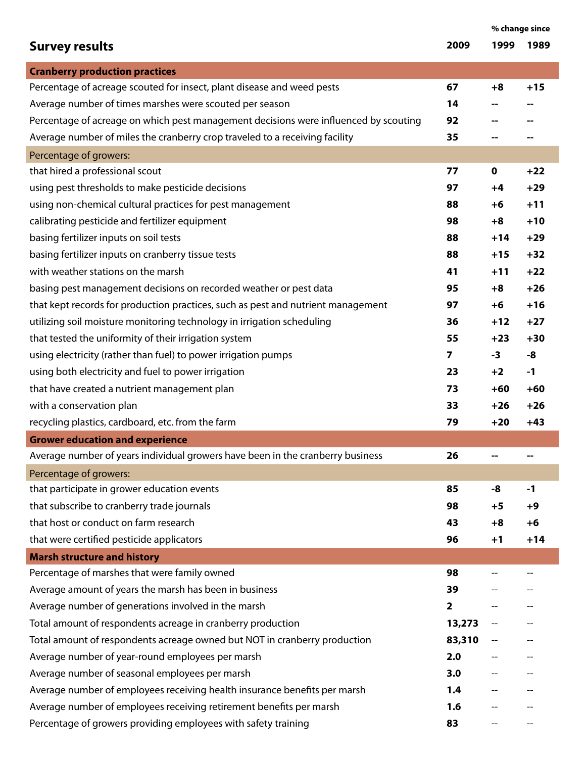| Survey results | 2009 | % change since 1999 | % change since 1989 |
|---|---|---|---|
| **Cranberry production practices** | | | |
| Percentage of acreage scouted for insect, plant disease and weed pests | **67** | **+8** | **+15** |
| Average number of times marshes were scouted per season | **14** | **--** | **--** |
| Percentage of acreage on which pest management decisions were influenced by scouting | **92** | **--** | **--** |
| Average number of miles the cranberry crop traveled to a receiving facility | **35** | **--** | **--** |
| Percentage of growers: | | | |
| that hired a professional scout | **77** | **0** | **+22** |
| using pest thresholds to make pesticide decisions | **97** | **+4** | **+29** |
| using non-chemical cultural practices for pest management | **88** | **+6** | **+11** |
| calibrating pesticide and fertilizer equipment | **98** | **+8** | **+10** |
| basing fertilizer inputs on soil tests | **88** | **+14** | **+29** |
| basing fertilizer inputs on cranberry tissue tests | **88** | **+15** | **+32** |
| with weather stations on the marsh | **41** | **+11** | **+22** |
| basing pest management decisions on recorded weather or pest data | **95** | **+8** | **+26** |
| that kept records for production practices, such as pest and nutrient management | **97** | **+6** | **+16** |
| utilizing soil moisture monitoring technology in irrigation scheduling | **36** | **+12** | **+27** |
| that tested the uniformity of their irrigation system | **55** | **+23** | **+30** |
| using electricity (rather than fuel) to power irrigation pumps | **7** | **-3** | **-8** |
| using both electricity and fuel to power irrigation | **23** | **+2** | **-1** |
| that have created a nutrient management plan | **73** | **+60** | **+60** |
| with a conservation plan | **33** | **+26** | **+26** |
| recycling plastics, cardboard, etc. from the farm | **79** | **+20** | **+43** |
| **Grower education and experience** | | | |
| Average number of years individual growers have been in the cranberry business | **26** | **--** | **--** |
| Percentage of growers: | | | |
| that participate in grower education events | **85** | **-8** | **-1** |
| that subscribe to cranberry trade journals | **98** | **+5** | **+9** |
| that host or conduct on farm research | **43** | **+8** | **+6** |
| that were certified pesticide applicators | **96** | **+1** | **+14** |
| **Marsh structure and history** | | | |
| Percentage of marshes that were family owned | **98** | -- | -- |
| Average amount of years the marsh has been in business | **39** | -- | -- |
| Average number of generations involved in the marsh | **2** | -- | -- |
| Total amount of respondents acreage in cranberry production | **13,273** | -- | -- |
| Total amount of respondents acreage owned but NOT in cranberry production | **83,310** | -- | -- |
| Average number of year-round employees per marsh | **2.0** | -- | -- |
| Average number of seasonal employees per marsh | **3.0** | -- | -- |
| Average number of employees receiving health insurance benefits per marsh | **1.4** | -- | -- |
| Average number of employees receiving retirement benefits per marsh | **1.6** | -- | -- |
| Percentage of growers providing employees with safety training | **83** | -- | -- |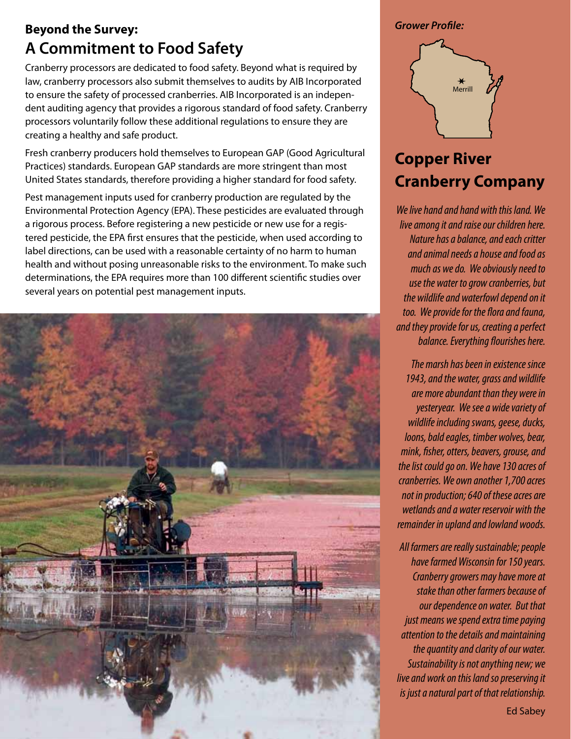## Beyond the Survey:

# A Commitment to Food Safety

Cranberry processors are dedicated to food safety. Beyond what is required by law, cranberry processors also submit themselves to audits by AIB Incorporated to ensure the safety of processed cranberries. AIB Incorporated is an independent auditing agency that provides a rigorous standard of food safety. Cranberry processors voluntarily follow these additional regulations to ensure they are creating a healthy and safe product.

Fresh cranberry producers hold themselves to European GAP (Good Agricultural Practices) standards. European GAP standards are more stringent than most United States standards, therefore providing a higher standard for food safety.

Pest management inputs used for cranberry production are regulated by the Environmental Protection Agency (EPA). These pesticides are evaluated through a rigorous process. Before registering a new pesticide or new use for a registered pesticide, the EPA first ensures that the pesticide, when used according to label directions, can be used with a reasonable certainty of no harm to human health and without posing unreasonable risks to the environment. To make such determinations, the EPA requires more than 100 different scientific studies over several years on potential pest management inputs.

*Grower Profile:*

Merrill

## Copper River Cranberry Company

*We live hand and hand with this land. We live among it and raise our children here. Nature has a balance, and each critter and animal needs a house and food as much as we do. We obviously need to use the water to grow cranberries, but the wildlife and waterfowl depend on it too. We provide for the flora and fauna, and they provide for us, creating a perfect balance. Everything flourishes here.*

*The marsh has been in existence since 1943, and the water, grass and wildlife are more abundant than they were in yesteryear. We see a wide variety of wildlife including swans, geese, ducks, loons, bald eagles, timber wolves, bear, mink, fisher, otters, beavers, grouse, and the list could go on. We have 130 acres of cranberries. We own another 1,700 acres not in production; 640 of these acres are wetlands and a water reservoir with the remainder in upland and lowland woods.*

*All farmers are really sustainable; people have farmed Wisconsin for 150 years. Cranberry growers may have more at stake than other farmers because of our dependence on water. But that just means we spend extra time paying attention to the details and maintaining the quantity and clarity of our water. Sustainability is not anything new; we live and work on this land so preserving it is just a natural part of that relationship.*

Ed Sabey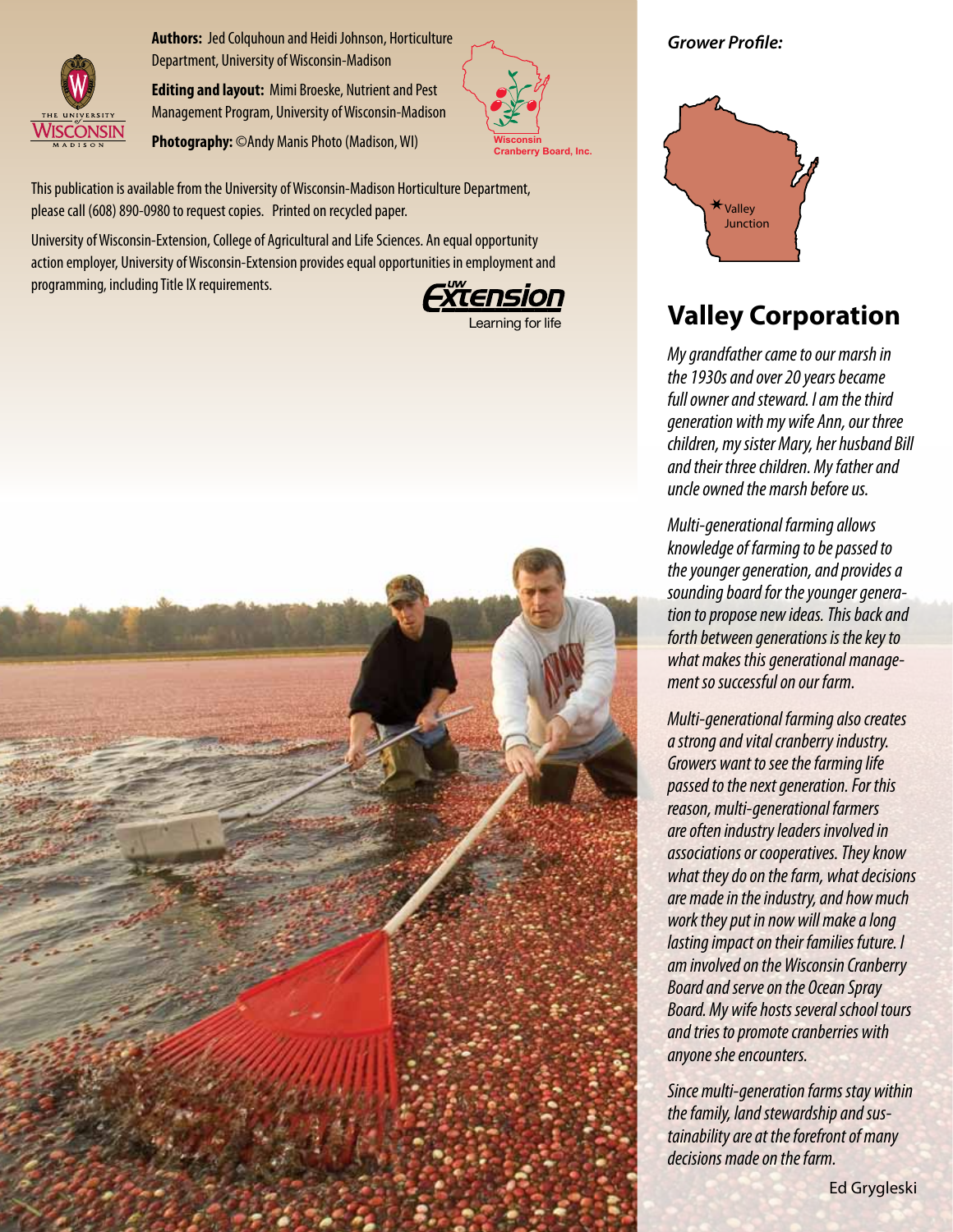**Authors:** Jed Colquhoun and Heidi Johnson, Horticulture Department, University of Wisconsin-Madison

**Editing and layout:** Mimi Broeske, Nutrient and Pest Management Program, University of Wisconsin-Madison

**Photography:** ©Andy Manis Photo (Madison, WI)

Wisconsin Cranberry Board, Inc.

This publication is available from the University of Wisconsin-Madison Horticulture Department, please call (608) 890-0980 to request copies. Printed on recycled paper.

University of Wisconsin-Extension, College of Agricultural and Life Sciences. An equal opportunity action employer, University of Wisconsin-Extension provides equal opportunities in employment and programming, including Title IX requirements.

UW Extension
Learning for life

*Grower Profile:*

Valley Junction

## Valley Corporation

*My grandfather came to our marsh in the 1930s and over 20 years became full owner and steward. I am the third generation with my wife Ann, our three children, my sister Mary, her husband Bill and their three children. My father and uncle owned the marsh before us.*

*Multi-generational farming allows knowledge of farming to be passed to the younger generation, and provides a sounding board for the younger generation to propose new ideas. This back and forth between generations is the key to what makes this generational management so successful on our farm.*

*Multi-generational farming also creates a strong and vital cranberry industry. Growers want to see the farming life passed to the next generation. For this reason, multi-generational farmers are often industry leaders involved in associations or cooperatives. They know what they do on the farm, what decisions are made in the industry, and how much work they put in now will make a long lasting impact on their families future. I am involved on the Wisconsin Cranberry Board and serve on the Ocean Spray Board. My wife hosts several school tours and tries to promote cranberries with anyone she encounters.*

*Since multi-generation farms stay within the family, land stewardship and sustainability are at the forefront of many decisions made on the farm.*

Ed Grygleski